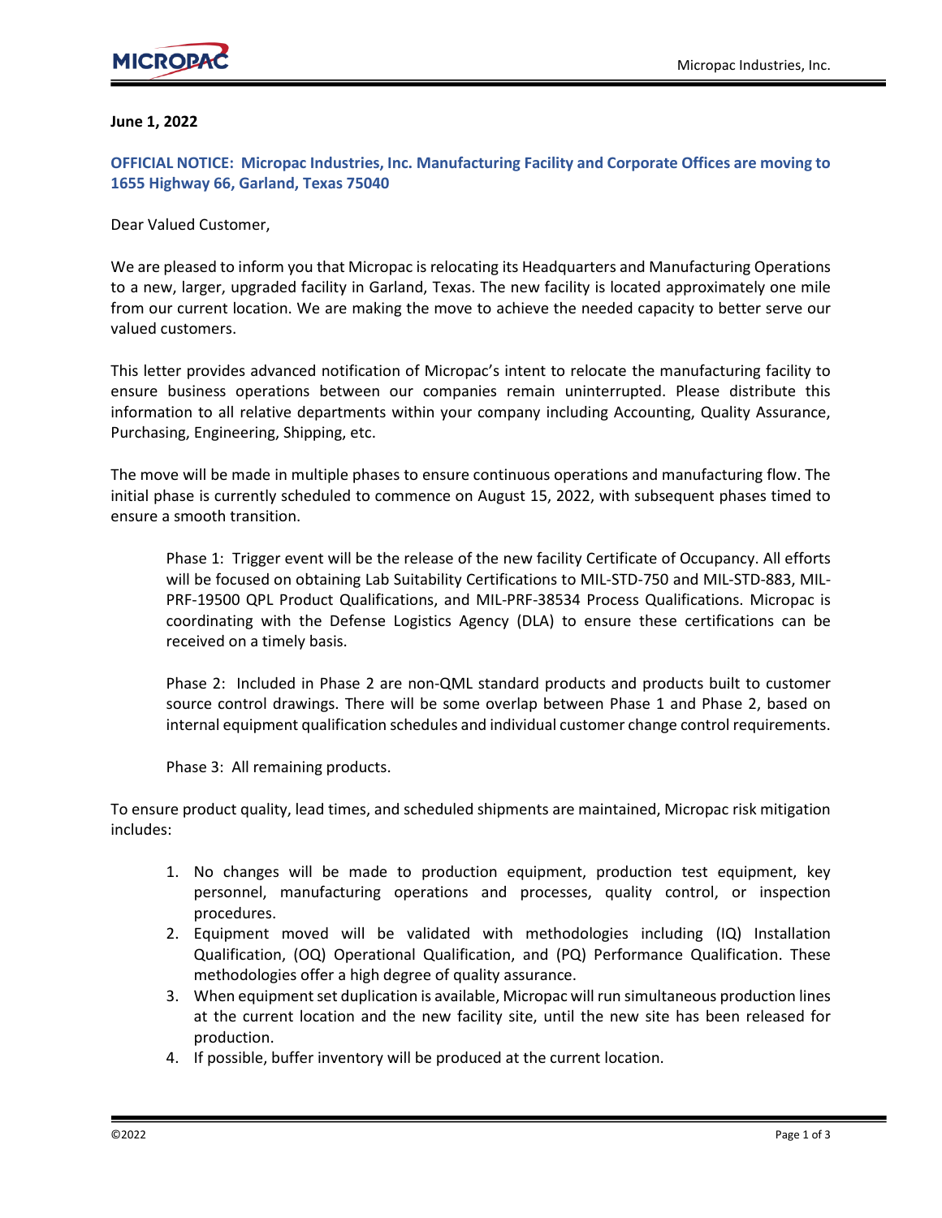**June 1, 2022**

**OFFICIAL NOTICE: Micropac Industries, Inc. Manufacturing Facility and Corporate Offices are moving to 1655 Highway 66, Garland, Texas 75040**

Dear Valued Customer,

We are pleased to inform you that Micropac is relocating its Headquarters and Manufacturing Operations to a new, larger, upgraded facility in Garland, Texas. The new facility is located approximately one mile from our current location. We are making the move to achieve the needed capacity to better serve our valued customers.

This letter provides advanced notification of Micropac's intent to relocate the manufacturing facility to ensure business operations between our companies remain uninterrupted. Please distribute this information to all relative departments within your company including Accounting, Quality Assurance, Purchasing, Engineering, Shipping, etc.

The move will be made in multiple phases to ensure continuous operations and manufacturing flow. The initial phase is currently scheduled to commence on August 15, 2022, with subsequent phases timed to ensure a smooth transition.

Phase 1: Trigger event will be the release of the new facility Certificate of Occupancy. All efforts will be focused on obtaining Lab Suitability Certifications to MIL-STD-750 and MIL-STD-883, MIL-PRF-19500 QPL Product Qualifications, and MIL-PRF-38534 Process Qualifications. Micropac is coordinating with the Defense Logistics Agency (DLA) to ensure these certifications can be received on a timely basis.

Phase 2: Included in Phase 2 are non-QML standard products and products built to customer source control drawings. There will be some overlap between Phase 1 and Phase 2, based on internal equipment qualification schedules and individual customer change control requirements.

Phase 3: All remaining products.

To ensure product quality, lead times, and scheduled shipments are maintained, Micropac risk mitigation includes:

1. No changes will be made to production equipment, production test equipment, key personnel, manufacturing operations and processes, quality control, or inspection procedures.
2. Equipment moved will be validated with methodologies including (IQ) Installation Qualification, (OQ) Operational Qualification, and (PQ) Performance Qualification. These methodologies offer a high degree of quality assurance.
3. When equipment set duplication is available, Micropac will run simultaneous production lines at the current location and the new facility site, until the new site has been released for production.
4. If possible, buffer inventory will be produced at the current location.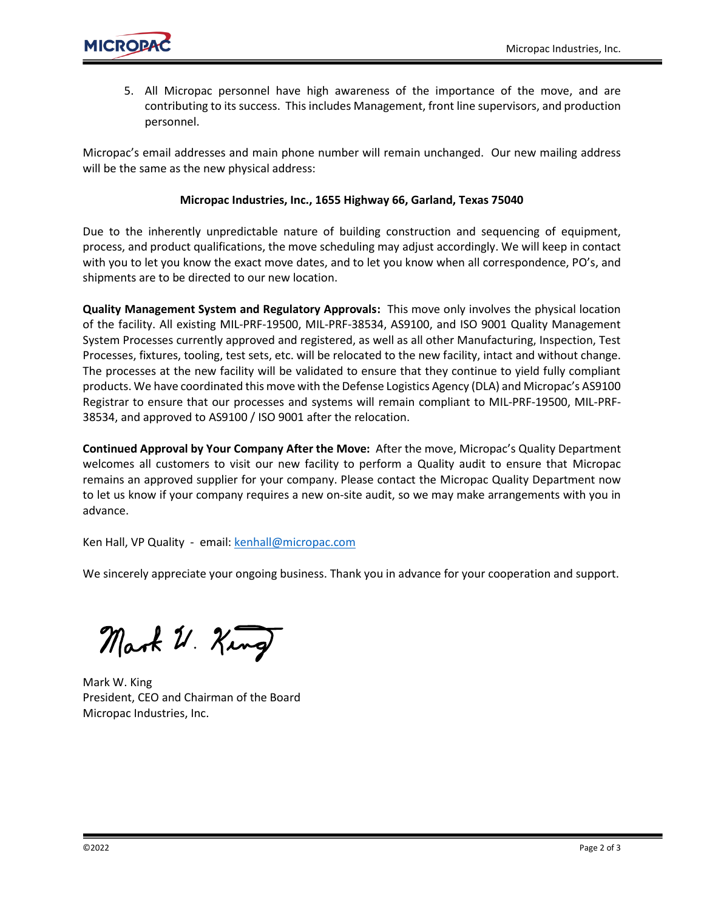5. All Micropac personnel have high awareness of the importance of the move, and are contributing to its success. This includes Management, front line supervisors, and production personnel.

Micropac's email addresses and main phone number will remain unchanged. Our new mailing address will be the same as the new physical address:

**Micropac Industries, Inc., 1655 Highway 66, Garland, Texas 75040**

Due to the inherently unpredictable nature of building construction and sequencing of equipment, process, and product qualifications, the move scheduling may adjust accordingly. We will keep in contact with you to let you know the exact move dates, and to let you know when all correspondence, PO's, and shipments are to be directed to our new location.

**Quality Management System and Regulatory Approvals:** This move only involves the physical location of the facility. All existing MIL-PRF-19500, MIL-PRF-38534, AS9100, and ISO 9001 Quality Management System Processes currently approved and registered, as well as all other Manufacturing, Inspection, Test Processes, fixtures, tooling, test sets, etc. will be relocated to the new facility, intact and without change. The processes at the new facility will be validated to ensure that they continue to yield fully compliant products. We have coordinated this move with the Defense Logistics Agency (DLA) and Micropac's AS9100 Registrar to ensure that our processes and systems will remain compliant to MIL-PRF-19500, MIL-PRF-38534, and approved to AS9100 / ISO 9001 after the relocation.

**Continued Approval by Your Company After the Move:** After the move, Micropac's Quality Department welcomes all customers to visit our new facility to perform a Quality audit to ensure that Micropac remains an approved supplier for your company. Please contact the Micropac Quality Department now to let us know if your company requires a new on-site audit, so we may make arrangements with you in advance.

Ken Hall, VP Quality - email: kenhall@micropac.com

We sincerely appreciate your ongoing business. Thank you in advance for your cooperation and support.

Mark W. King

Mark W. King
President, CEO and Chairman of the Board
Micropac Industries, Inc.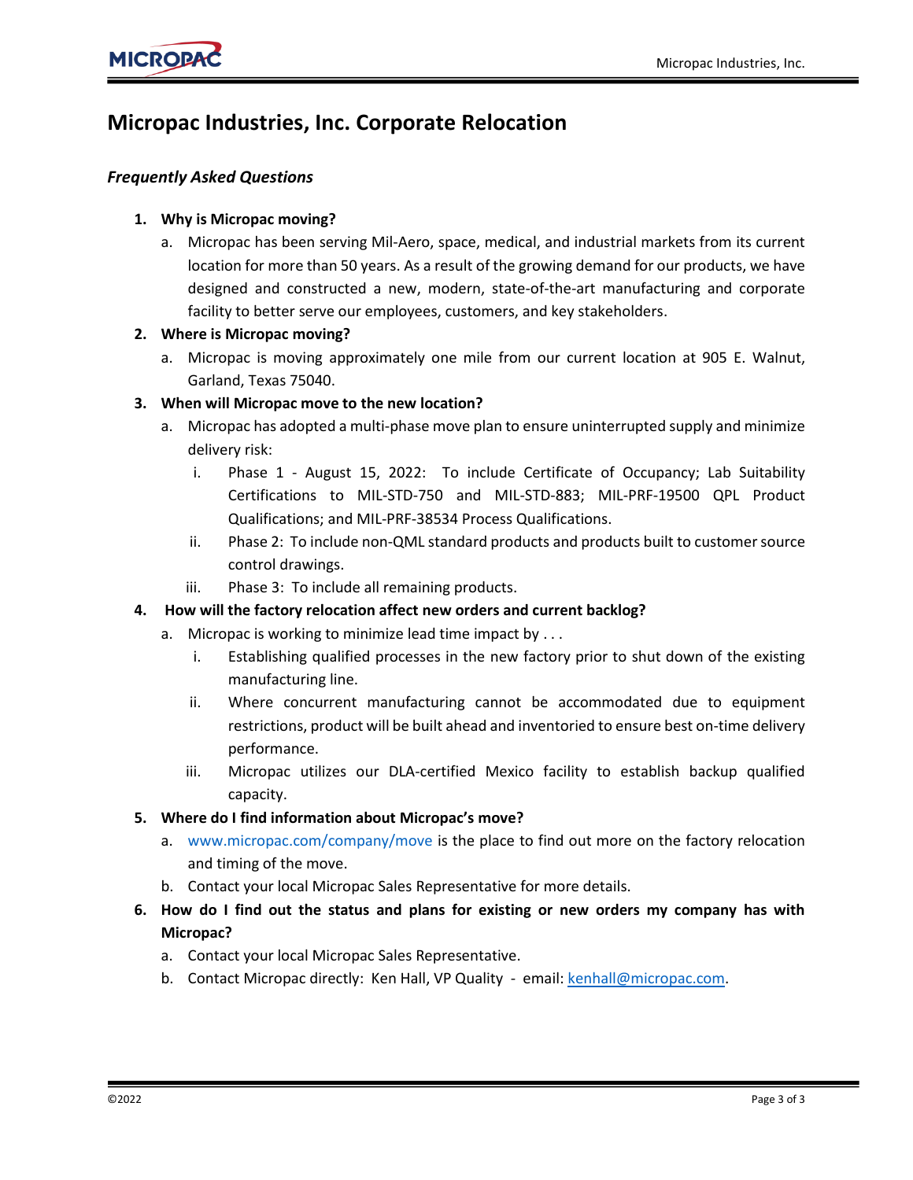# Micropac Industries, Inc. Corporate Relocation

## *Frequently Asked Questions*

1. **Why is Micropac moving?**
   a. Micropac has been serving Mil-Aero, space, medical, and industrial markets from its current location for more than 50 years. As a result of the growing demand for our products, we have designed and constructed a new, modern, state-of-the-art manufacturing and corporate facility to better serve our employees, customers, and key stakeholders.
2. **Where is Micropac moving?**
   a. Micropac is moving approximately one mile from our current location at 905 E. Walnut, Garland, Texas 75040.
3. **When will Micropac move to the new location?**
   a. Micropac has adopted a multi-phase move plan to ensure uninterrupted supply and minimize delivery risk:
      i. Phase 1 - August 15, 2022: To include Certificate of Occupancy; Lab Suitability Certifications to MIL-STD-750 and MIL-STD-883; MIL-PRF-19500 QPL Product Qualifications; and MIL-PRF-38534 Process Qualifications.
      ii. Phase 2: To include non-QML standard products and products built to customer source control drawings.
      iii. Phase 3: To include all remaining products.
4. **How will the factory relocation affect new orders and current backlog?**
   a. Micropac is working to minimize lead time impact by . . .
      i. Establishing qualified processes in the new factory prior to shut down of the existing manufacturing line.
      ii. Where concurrent manufacturing cannot be accommodated due to equipment restrictions, product will be built ahead and inventoried to ensure best on-time delivery performance.
      iii. Micropac utilizes our DLA-certified Mexico facility to establish backup qualified capacity.
5. **Where do I find information about Micropac's move?**
   a. www.micropac.com/company/move is the place to find out more on the factory relocation and timing of the move.
   b. Contact your local Micropac Sales Representative for more details.
6. **How do I find out the status and plans for existing or new orders my company has with Micropac?**
   a. Contact your local Micropac Sales Representative.
   b. Contact Micropac directly: Ken Hall, VP Quality - email: kenhall@micropac.com.

©2022